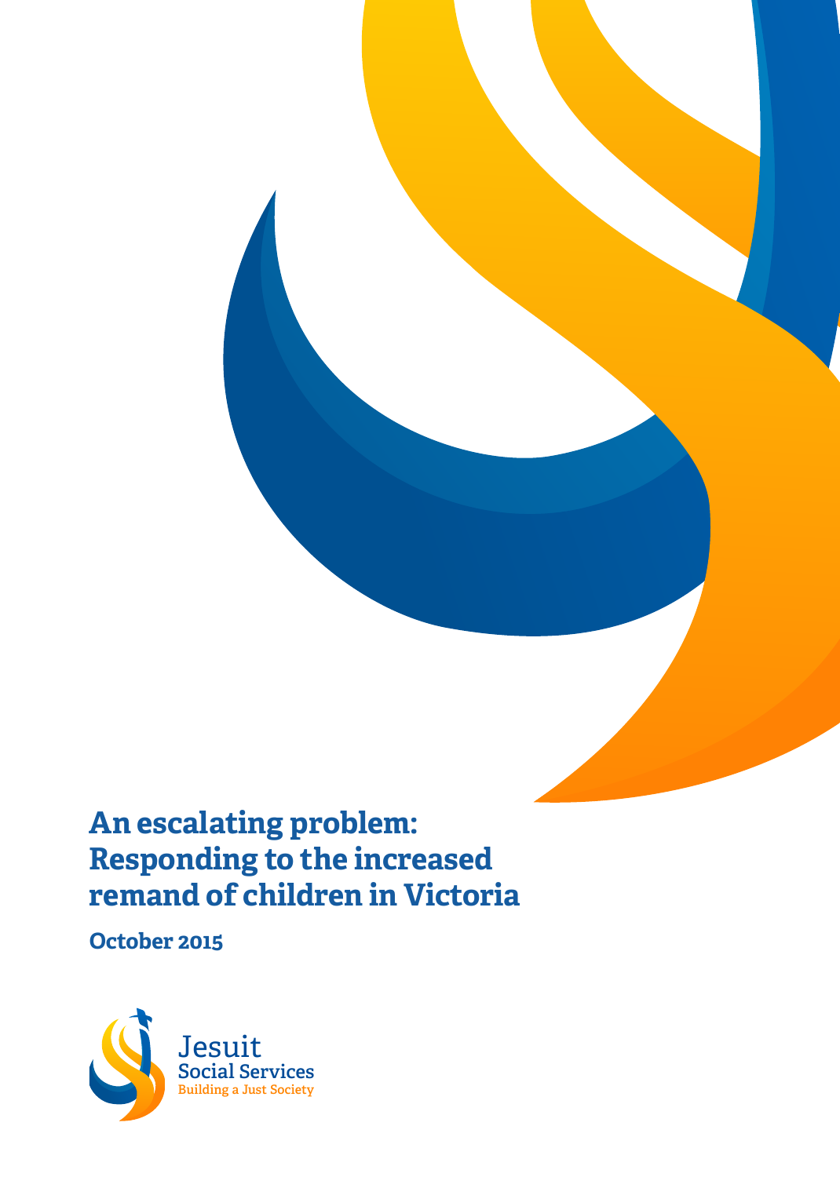# An escalating problem: Responding to the increased remand of children in Victoria

**October 2015**

Jesuit
Social Services
Building a Just Society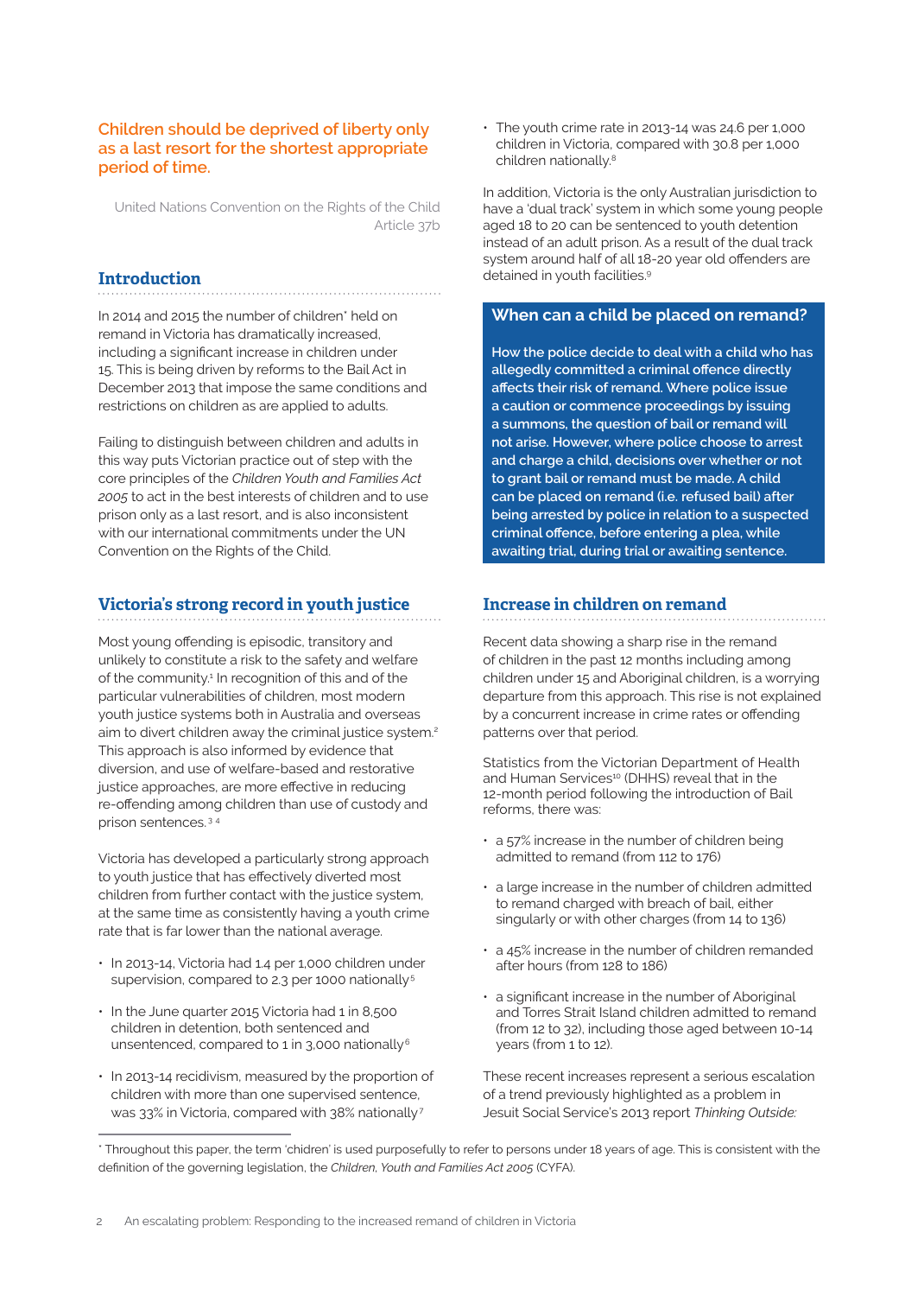**Children should be deprived of liberty only as a last resort for the shortest appropriate period of time.**

United Nations Convention on the Rights of the Child Article 37b

## Introduction

In 2014 and 2015 the number of children* held on remand in Victoria has dramatically increased, including a significant increase in children under 15. This is being driven by reforms to the Bail Act in December 2013 that impose the same conditions and restrictions on children as are applied to adults.

Failing to distinguish between children and adults in this way puts Victorian practice out of step with the core principles of the *Children Youth and Families Act 2005* to act in the best interests of children and to use prison only as a last resort, and is also inconsistent with our international commitments under the UN Convention on the Rights of the Child.

## Victoria's strong record in youth justice

Most young offending is episodic, transitory and unlikely to constitute a risk to the safety and welfare of the community.[1] In recognition of this and of the particular vulnerabilities of children, most modern youth justice systems both in Australia and overseas aim to divert children away the criminal justice system.[2] This approach is also informed by evidence that diversion, and use of welfare-based and restorative justice approaches, are more effective in reducing re-offending among children than use of custody and prison sentences.[3] [4]

Victoria has developed a particularly strong approach to youth justice that has effectively diverted most children from further contact with the justice system, at the same time as consistently having a youth crime rate that is far lower than the national average.

- In 2013-14, Victoria had 1.4 per 1,000 children under supervision, compared to 2.3 per 1000 nationally[5]
- In the June quarter 2015 Victoria had 1 in 8,500 children in detention, both sentenced and unsentenced, compared to 1 in 3,000 nationally[6]
- In 2013-14 recidivism, measured by the proportion of children with more than one supervised sentence, was 33% in Victoria, compared with 38% nationally[7]
- The youth crime rate in 2013-14 was 24.6 per 1,000 children in Victoria, compared with 30.8 per 1,000 children nationally.[8]

In addition, Victoria is the only Australian jurisdiction to have a 'dual track' system in which some young people aged 18 to 20 can be sentenced to youth detention instead of an adult prison. As a result of the dual track system around half of all 18-20 year old offenders are detained in youth facilities.[9]

### When can a child be placed on remand?

How the police decide to deal with a child who has allegedly committed a criminal offence directly affects their risk of remand. Where police issue a caution or commence proceedings by issuing a summons, the question of bail or remand will not arise. However, where police choose to arrest and charge a child, decisions over whether or not to grant bail or remand must be made. A child can be placed on remand (i.e. refused bail) after being arrested by police in relation to a suspected criminal offence, before entering a plea, while awaiting trial, during trial or awaiting sentence.

## Increase in children on remand

Recent data showing a sharp rise in the remand of children in the past 12 months including among children under 15 and Aboriginal children, is a worrying departure from this approach. This rise is not explained by a concurrent increase in crime rates or offending patterns over that period.

Statistics from the Victorian Department of Health and Human Services[10] (DHHS) reveal that in the 12-month period following the introduction of Bail reforms, there was:

- a 57% increase in the number of children being admitted to remand (from 112 to 176)
- a large increase in the number of children admitted to remand charged with breach of bail, either singularly or with other charges (from 14 to 136)
- a 45% increase in the number of children remanded after hours (from 128 to 186)
- a significant increase in the number of Aboriginal and Torres Strait Island children admitted to remand (from 12 to 32), including those aged between 10-14 years (from 1 to 12).

These recent increases represent a serious escalation of a trend previously highlighted as a problem in Jesuit Social Service's 2013 report *Thinking Outside:*

---

* Throughout this paper, the term 'chidren' is used purposefully to refer to persons under 18 years of age. This is consistent with the definition of the governing legislation, the *Children, Youth and Families Act 2005* (CYFA).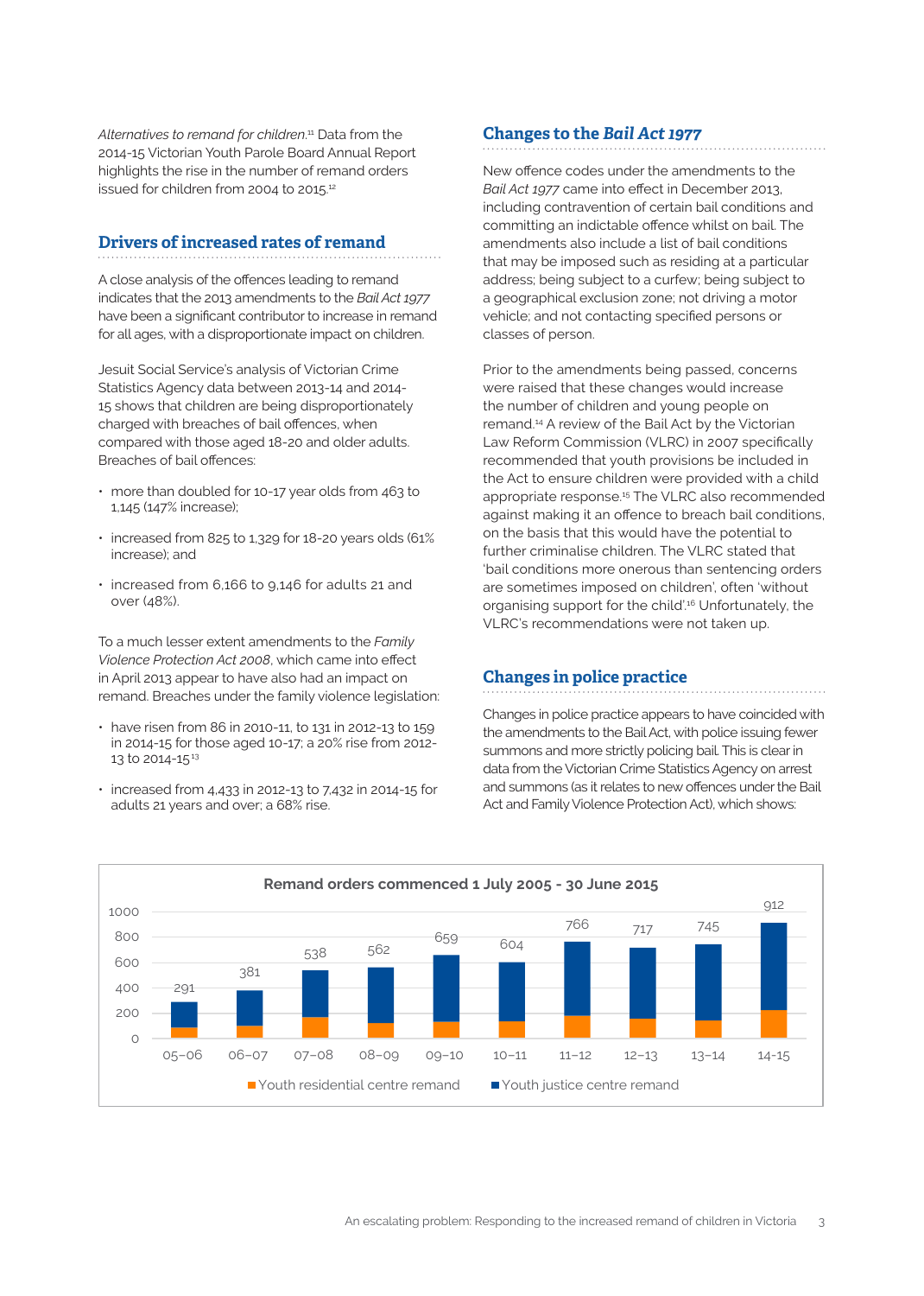*Alternatives to remand for children.*[11] Data from the 2014-15 Victorian Youth Parole Board Annual Report highlights the rise in the number of remand orders issued for children from 2004 to 2015.[12]

## Drivers of increased rates of remand

A close analysis of the offences leading to remand indicates that the 2013 amendments to the *Bail Act 1977* have been a significant contributor to increase in remand for all ages, with a disproportionate impact on children.

Jesuit Social Service's analysis of Victorian Crime Statistics Agency data between 2013-14 and 2014-15 shows that children are being disproportionately charged with breaches of bail offences, when compared with those aged 18-20 and older adults. Breaches of bail offences:

- more than doubled for 10-17 year olds from 463 to 1,145 (147% increase);
- increased from 825 to 1,329 for 18-20 years olds (61% increase); and
- increased from 6,166 to 9,146 for adults 21 and over (48%).

To a much lesser extent amendments to the *Family Violence Protection Act 2008*, which came into effect in April 2013 appear to have also had an impact on remand. Breaches under the family violence legislation:

- have risen from 86 in 2010-11, to 131 in 2012-13 to 159 in 2014-15 for those aged 10-17; a 20% rise from 2012-13 to 2014-15[13]
- increased from 4,433 in 2012-13 to 7,432 in 2014-15 for adults 21 years and over; a 68% rise.

## Changes to the *Bail Act 1977*

New offence codes under the amendments to the *Bail Act 1977* came into effect in December 2013, including contravention of certain bail conditions and committing an indictable offence whilst on bail. The amendments also include a list of bail conditions that may be imposed such as residing at a particular address; being subject to a curfew; being subject to a geographical exclusion zone; not driving a motor vehicle; and not contacting specified persons or classes of person.

Prior to the amendments being passed, concerns were raised that these changes would increase the number of children and young people on remand.[14] A review of the Bail Act by the Victorian Law Reform Commission (VLRC) in 2007 specifically recommended that youth provisions be included in the Act to ensure children were provided with a child appropriate response.[15] The VLRC also recommended against making it an offence to breach bail conditions, on the basis that this would have the potential to further criminalise children. The VLRC stated that 'bail conditions more onerous than sentencing orders are sometimes imposed on children', often 'without organising support for the child'.[16] Unfortunately, the VLRC's recommendations were not taken up.

## Changes in police practice

Changes in police practice appears to have coincided with the amendments to the Bail Act, with police issuing fewer summons and more strictly policing bail. This is clear in data from the Victorian Crime Statistics Agency on arrest and summons (as it relates to new offences under the Bail Act and Family Violence Protection Act), which shows:

**Remand orders commenced 1 July 2005 - 30 June 2015**

| Year | Total remand orders (Youth residential centre remand + Youth justice centre remand) |
|---|---|
| 05–06 | 291 |
| 06–07 | 381 |
| 07–08 | 538 |
| 08–09 | 562 |
| 09–10 | 659 |
| 10–11 | 604 |
| 11–12 | 766 |
| 12–13 | 717 |
| 13–14 | 745 |
| 14–15 | 912 |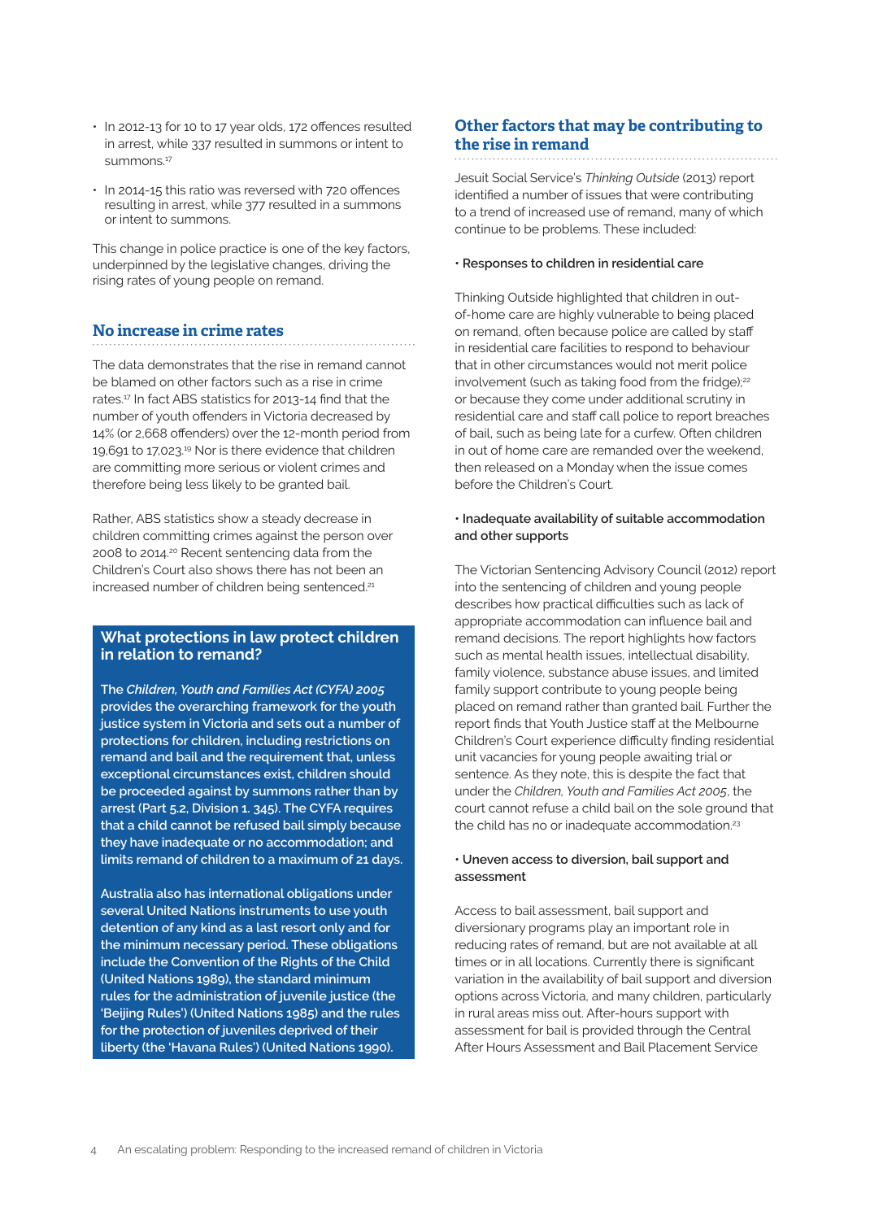- In 2012-13 for 10 to 17 year olds, 172 offences resulted in arrest, while 337 resulted in summons or intent to summons.[17]
- In 2014-15 this ratio was reversed with 720 offences resulting in arrest, while 377 resulted in a summons or intent to summons.

This change in police practice is one of the key factors, underpinned by the legislative changes, driving the rising rates of young people on remand.

## No increase in crime rates

The data demonstrates that the rise in remand cannot be blamed on other factors such as a rise in crime rates.[17] In fact ABS statistics for 2013-14 find that the number of youth offenders in Victoria decreased by 14% (or 2,668 offenders) over the 12-month period from 19,691 to 17,023.[19] Nor is there evidence that children are committing more serious or violent crimes and therefore being less likely to be granted bail.

Rather, ABS statistics show a steady decrease in children committing crimes against the person over 2008 to 2014.[20] Recent sentencing data from the Children's Court also shows there has not been an increased number of children being sentenced.[21]

### What protections in law protect children in relation to remand?

**The *Children, Youth and Families Act (CYFA) 2005* provides the overarching framework for the youth justice system in Victoria and sets out a number of protections for children, including restrictions on remand and bail and the requirement that, unless exceptional circumstances exist, children should be proceeded against by summons rather than by arrest (Part 5.2, Division 1. 345). The CYFA requires that a child cannot be refused bail simply because they have inadequate or no accommodation; and limits remand of children to a maximum of 21 days.**

**Australia also has international obligations under several United Nations instruments to use youth detention of any kind as a last resort only and for the minimum necessary period. These obligations include the Convention of the Rights of the Child (United Nations 1989), the standard minimum rules for the administration of juvenile justice (the 'Beijing Rules') (United Nations 1985) and the rules for the protection of juveniles deprived of their liberty (the 'Havana Rules') (United Nations 1990).**

## Other factors that may be contributing to the rise in remand

Jesuit Social Service's *Thinking Outside* (2013) report identified a number of issues that were contributing to a trend of increased use of remand, many of which continue to be problems. These included:

**• Responses to children in residential care**

Thinking Outside highlighted that children in out-of-home care are highly vulnerable to being placed on remand, often because police are called by staff in residential care facilities to respond to behaviour that in other circumstances would not merit police involvement (such as taking food from the fridge);[22] or because they come under additional scrutiny in residential care and staff call police to report breaches of bail, such as being late for a curfew. Often children in out of home care are remanded over the weekend, then released on a Monday when the issue comes before the Children's Court.

**• Inadequate availability of suitable accommodation and other supports**

The Victorian Sentencing Advisory Council (2012) report into the sentencing of children and young people describes how practical difficulties such as lack of appropriate accommodation can influence bail and remand decisions. The report highlights how factors such as mental health issues, intellectual disability, family violence, substance abuse issues, and limited family support contribute to young people being placed on remand rather than granted bail. Further the report finds that Youth Justice staff at the Melbourne Children's Court experience difficulty finding residential unit vacancies for young people awaiting trial or sentence. As they note, this is despite the fact that under the *Children, Youth and Families Act 2005*, the court cannot refuse a child bail on the sole ground that the child has no or inadequate accommodation.[23]

**• Uneven access to diversion, bail support and assessment**

Access to bail assessment, bail support and diversionary programs play an important role in reducing rates of remand, but are not available at all times or in all locations. Currently there is significant variation in the availability of bail support and diversion options across Victoria, and many children, particularly in rural areas miss out. After-hours support with assessment for bail is provided through the Central After Hours Assessment and Bail Placement Service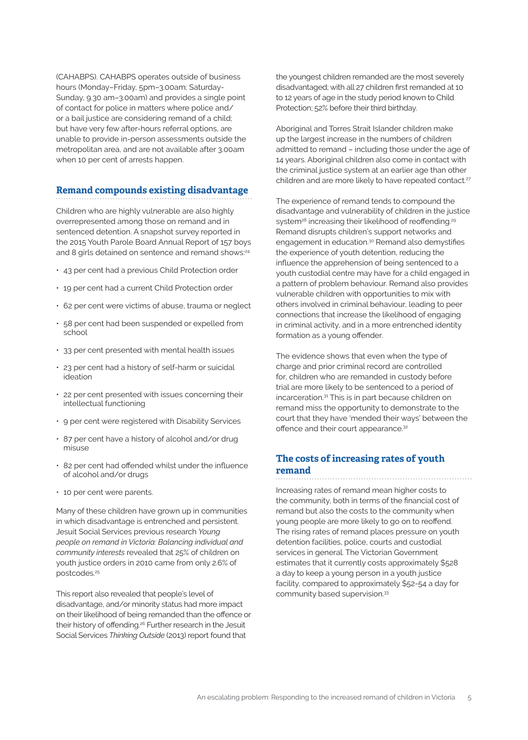(CAHABPS). CAHABPS operates outside of business hours (Monday–Friday, 5pm–3.00am; Saturday-Sunday, 9.30 am–3.00am) and provides a single point of contact for police in matters where police and/or a bail justice are considering remand of a child; but have very few after-hours referral options, are unable to provide in-person assessments outside the metropolitan area, and are not available after 3.00am when 10 per cent of arrests happen.

## Remand compounds existing disadvantage

Children who are highly vulnerable are also highly overrepresented among those on remand and in sentenced detention. A snapshot survey reported in the 2015 Youth Parole Board Annual Report of 157 boys and 8 girls detained on sentence and remand shows:[24]

- 43 per cent had a previous Child Protection order
- 19 per cent had a current Child Protection order
- 62 per cent were victims of abuse, trauma or neglect
- 58 per cent had been suspended or expelled from school
- 33 per cent presented with mental health issues
- 23 per cent had a history of self-harm or suicidal ideation
- 22 per cent presented with issues concerning their intellectual functioning
- 9 per cent were registered with Disability Services
- 87 per cent have a history of alcohol and/or drug misuse
- 82 per cent had offended whilst under the influence of alcohol and/or drugs
- 10 per cent were parents.

Many of these children have grown up in communities in which disadvantage is entrenched and persistent. Jesuit Social Services previous research *Young people on remand in Victoria: Balancing individual and community interests* revealed that 25% of children on youth justice orders in 2010 came from only 2.6% of postcodes.[25]

This report also revealed that people's level of disadvantage, and/or minority status had more impact on their likelihood of being remanded than the offence or their history of offending.[26] Further research in the Jesuit Social Services *Thinking Outside* (2013) report found that the youngest children remanded are the most severely disadvantaged; with all 27 children first remanded at 10 to 12 years of age in the study period known to Child Protection; 52% before their third birthday.

Aboriginal and Torres Strait Islander children make up the largest increase in the numbers of children admitted to remand – including those under the age of 14 years. Aboriginal children also come in contact with the criminal justice system at an earlier age than other children and are more likely to have repeated contact.[27]

The experience of remand tends to compound the disadvantage and vulnerability of children in the justice system[28] increasing their likelihood of reoffending.[29] Remand disrupts children's support networks and engagement in education.[30] Remand also demystifies the experience of youth detention, reducing the influence the apprehension of being sentenced to a youth custodial centre may have for a child engaged in a pattern of problem behaviour. Remand also provides vulnerable children with opportunities to mix with others involved in criminal behaviour, leading to peer connections that increase the likelihood of engaging in criminal activity, and in a more entrenched identity formation as a young offender.

The evidence shows that even when the type of charge and prior criminal record are controlled for, children who are remanded in custody before trial are more likely to be sentenced to a period of incarceration.[31] This is in part because children on remand miss the opportunity to demonstrate to the court that they have 'mended their ways' between the offence and their court appearance.[32]

## The costs of increasing rates of youth remand

Increasing rates of remand mean higher costs to the community, both in terms of the financial cost of remand but also the costs to the community when young people are more likely to go on to reoffend. The rising rates of remand places pressure on youth detention facilities, police, courts and custodial services in general. The Victorian Government estimates that it currently costs approximately $528 a day to keep a young person in a youth justice facility, compared to approximately $52-54 a day for community based supervision.[33]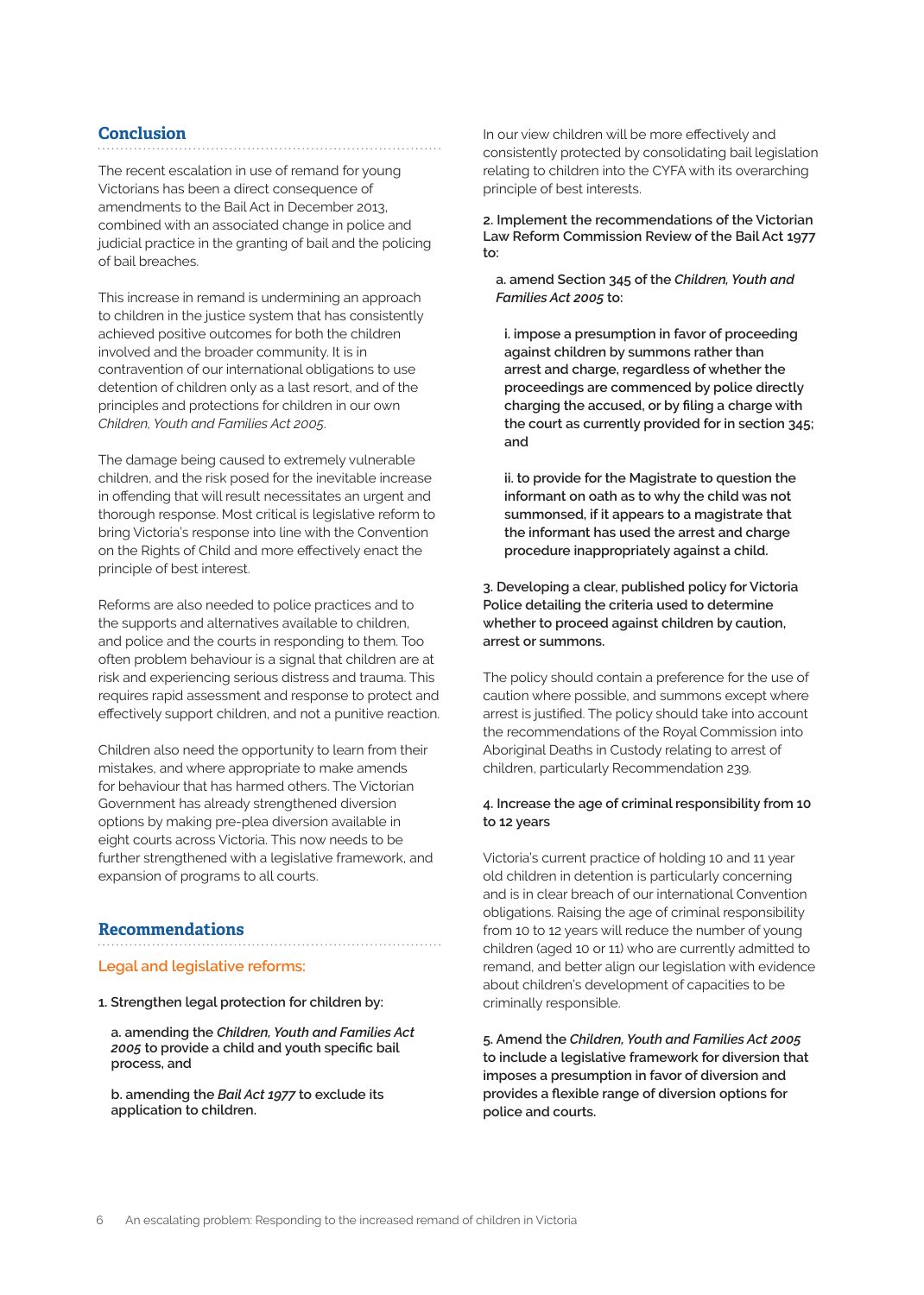## Conclusion

The recent escalation in use of remand for young Victorians has been a direct consequence of amendments to the Bail Act in December 2013, combined with an associated change in police and judicial practice in the granting of bail and the policing of bail breaches.

This increase in remand is undermining an approach to children in the justice system that has consistently achieved positive outcomes for both the children involved and the broader community. It is in contravention of our international obligations to use detention of children only as a last resort, and of the principles and protections for children in our own *Children, Youth and Families Act 2005*.

The damage being caused to extremely vulnerable children, and the risk posed for the inevitable increase in offending that will result necessitates an urgent and thorough response. Most critical is legislative reform to bring Victoria's response into line with the Convention on the Rights of Child and more effectively enact the principle of best interest.

Reforms are also needed to police practices and to the supports and alternatives available to children, and police and the courts in responding to them. Too often problem behaviour is a signal that children are at risk and experiencing serious distress and trauma. This requires rapid assessment and response to protect and effectively support children, and not a punitive reaction.

Children also need the opportunity to learn from their mistakes, and where appropriate to make amends for behaviour that has harmed others. The Victorian Government has already strengthened diversion options by making pre-plea diversion available in eight courts across Victoria. This now needs to be further strengthened with a legislative framework, and expansion of programs to all courts.

## Recommendations

### Legal and legislative reforms:

**1. Strengthen legal protection for children by:**

> **a. amending the *Children, Youth and Families Act 2005* to provide a child and youth specific bail process, and**
>
> **b. amending the *Bail Act 1977* to exclude its application to children.**

In our view children will be more effectively and consistently protected by consolidating bail legislation relating to children into the CYFA with its overarching principle of best interests.

**2. Implement the recommendations of the Victorian Law Reform Commission Review of the Bail Act 1977 to:**

> **a. amend Section 345 of the *Children, Youth and Families Act 2005* to:**
>
> > **i. impose a presumption in favor of proceeding against children by summons rather than arrest and charge, regardless of whether the proceedings are commenced by police directly charging the accused, or by filing a charge with the court as currently provided for in section 345; and**
> >
> > **ii. to provide for the Magistrate to question the informant on oath as to why the child was not summonsed, if it appears to a magistrate that the informant has used the arrest and charge procedure inappropriately against a child.**

**3. Developing a clear, published policy for Victoria Police detailing the criteria used to determine whether to proceed against children by caution, arrest or summons.**

The policy should contain a preference for the use of caution where possible, and summons except where arrest is justified. The policy should take into account the recommendations of the Royal Commission into Aboriginal Deaths in Custody relating to arrest of children, particularly Recommendation 239.

**4. Increase the age of criminal responsibility from 10 to 12 years**

Victoria's current practice of holding 10 and 11 year old children in detention is particularly concerning and is in clear breach of our international Convention obligations. Raising the age of criminal responsibility from 10 to 12 years will reduce the number of young children (aged 10 or 11) who are currently admitted to remand, and better align our legislation with evidence about children's development of capacities to be criminally responsible.

**5. Amend the *Children, Youth and Families Act 2005* to include a legislative framework for diversion that imposes a presumption in favor of diversion and provides a flexible range of diversion options for police and courts.**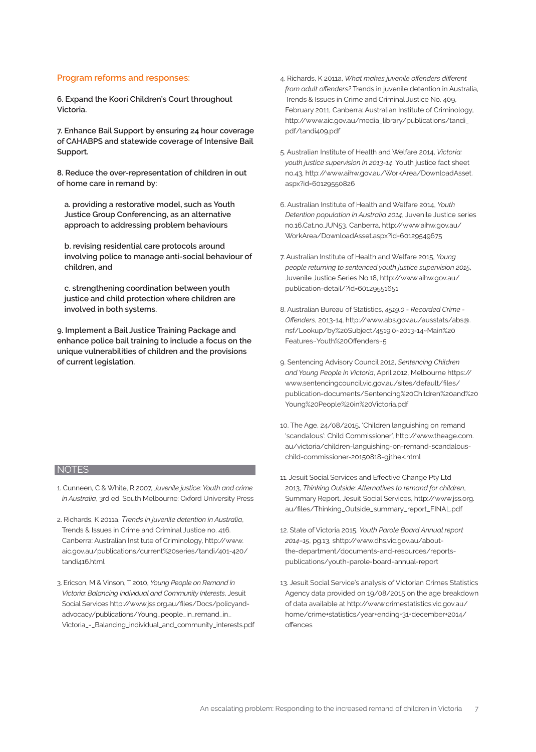### Program reforms and responses:

**6. Expand the Koori Children's Court throughout Victoria.**

**7. Enhance Bail Support by ensuring 24 hour coverage of CAHABPS and statewide coverage of Intensive Bail Support.**

**8. Reduce the over-representation of children in out of home care in remand by:**

**a. providing a restorative model, such as Youth Justice Group Conferencing, as an alternative approach to addressing problem behaviours**

**b. revising residential care protocols around involving police to manage anti-social behaviour of children, and**

**c. strengthening coordination between youth justice and child protection where children are involved in both systems.**

**9. Implement a Bail Justice Training Package and enhance police bail training to include a focus on the unique vulnerabilities of children and the provisions of current legislation.**

## NOTES

1. Cunneen, C & White, R 2007, *Juvenile justice: Youth and crime in Australia*, 3rd ed. South Melbourne: Oxford University Press

2. Richards, K 2011a, *Trends in juvenile detention in Australia*, Trends & Issues in Crime and Criminal Justice no. 416. Canberra: Australian Institute of Criminology, http://www.aic.gov.au/publications/current%20series/tandi/401-420/tandi416.html

3. Ericson, M & Vinson, T 2010, *Young People on Remand in Victoria: Balancing Individual and Community Interests*, Jesuit Social Services http://www.jss.org.au/files/Docs/policyand-advocacy/publications/Young_people_in_remand_in_Victoria_-_Balancing_individual_and_community_interests.pdf

4. Richards, K 2011a, *What makes juvenile offenders different from adult offenders?* Trends in juvenile detention in Australia, Trends & Issues in Crime and Criminal Justice No. 409, February 2011, Canberra: Australian Institute of Criminology, http://www.aic.gov.au/media_library/publications/tandi_pdf/tandi409.pdf

5. Australian Institute of Health and Welfare 2014, *Victoria: youth justice supervision in 2013-14*, Youth justice fact sheet no.43, http://www.aihw.gov.au/WorkArea/DownloadAsset.aspx?id=60129550826

6. Australian Institute of Health and Welfare 2014, *Youth Detention population in Australia 2014*, Juvenile Justice series no.16.Cat.no.JUN53, Canberra, http://www.aihw.gov.au/WorkArea/DownloadAsset.aspx?id=60129549675

7. Australian Institute of Health and Welfare 2015, *Young people returning to sentenced youth justice supervision 2015*, Juvenile Justice Series No.18, http://www.aihw.gov.au/publication-detail/?id=60129551651

8. Australian Bureau of Statistics, *4519.0 - Recorded Crime - Offenders*, 2013-14, http://www.abs.gov.au/ausstats/abs@.nsf/Lookup/by%20Subject/4519.0~2013-14~Main%20Features~Youth%20Offenders~5

9. Sentencing Advisory Council 2012, *Sentencing Children and Young People in Victoria*, April 2012, Melbourne https://www.sentencingcouncil.vic.gov.au/sites/default/files/publication-documents/Sentencing%20Children%20and%20Young%20People%20in%20Victoria.pdf

10. The Age, 24/08/2015, 'Children languishing on remand 'scandalous': Child Commissioner', http://www.theage.com.au/victoria/children-languishing-on-remand-scandalous-child-commissioner-20150818-gj1hek.html

11. Jesuit Social Services and Effective Change Pty Ltd 2013, *Thinking Outside: Alternatives to remand for children*, Summary Report, Jesuit Social Services, http://www.jss.org.au/files/Thinking_Outside_summary_report_FINAL.pdf

12. State of Victoria 2015, *Youth Parole Board Annual report 2014–15*, pg.13, shttp://www.dhs.vic.gov.au/about-the-department/documents-and-resources/reports-publications/youth-parole-board-annual-report

13. Jesuit Social Service's analysis of Victorian Crimes Statistics Agency data provided on 19/08/2015 on the age breakdown of data available at http://www.crimestatistics.vic.gov.au/home/crime+statistics/year+ending+31+december+2014/offences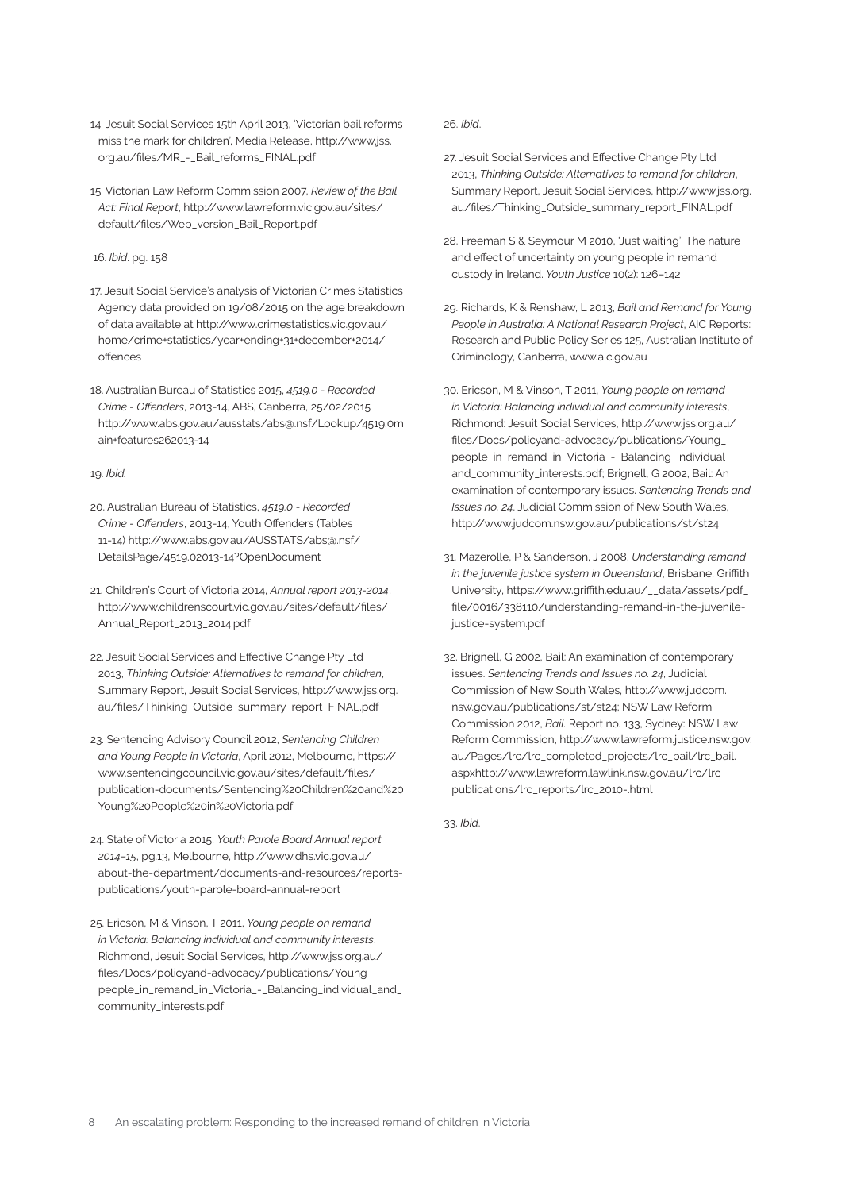14. Jesuit Social Services 15th April 2013, 'Victorian bail reforms miss the mark for children', Media Release, http://www.jss.org.au/files/MR_-_Bail_reforms_FINAL.pdf

15. Victorian Law Reform Commission 2007, *Review of the Bail Act: Final Report*, http://www.lawreform.vic.gov.au/sites/default/files/Web_version_Bail_Report.pdf

16. *Ibid*. pg. 158

17. Jesuit Social Service's analysis of Victorian Crimes Statistics Agency data provided on 19/08/2015 on the age breakdown of data available at http://www.crimestatistics.vic.gov.au/home/crime+statistics/year+ending+31+december+2014/offences

18. Australian Bureau of Statistics 2015, *4519.0 - Recorded Crime - Offenders*, 2013-14, ABS, Canberra, 25/02/2015 http://www.abs.gov.au/ausstats/abs@.nsf/Lookup/4519.0main+features262013-14

19. *Ibid.*

20. Australian Bureau of Statistics, *4519.0 - Recorded Crime - Offenders*, 2013-14, Youth Offenders (Tables 11-14) http://www.abs.gov.au/AUSSTATS/abs@.nsf/DetailsPage/4519.02013-14?OpenDocument

21. Children's Court of Victoria 2014, *Annual report 2013-2014*, http://www.childrenscourt.vic.gov.au/sites/default/files/Annual_Report_2013_2014.pdf

22. Jesuit Social Services and Effective Change Pty Ltd 2013, *Thinking Outside: Alternatives to remand for children*, Summary Report, Jesuit Social Services, http://www.jss.org.au/files/Thinking_Outside_summary_report_FINAL.pdf

23. Sentencing Advisory Council 2012, *Sentencing Children and Young People in Victoria*, April 2012, Melbourne, https://www.sentencingcouncil.vic.gov.au/sites/default/files/publication-documents/Sentencing%20Children%20and%20Young%20People%20in%20Victoria.pdf

24. State of Victoria 2015, *Youth Parole Board Annual report 2014–15*, pg.13, Melbourne, http://www.dhs.vic.gov.au/about-the-department/documents-and-resources/reports-publications/youth-parole-board-annual-report

25. Ericson, M & Vinson, T 2011, *Young people on remand in Victoria: Balancing individual and community interests*, Richmond, Jesuit Social Services, http://www.jss.org.au/files/Docs/policyand-advocacy/publications/Young_people_in_remand_in_Victoria_-_Balancing_individual_and_community_interests.pdf

26. *Ibid*.

27. Jesuit Social Services and Effective Change Pty Ltd 2013, *Thinking Outside: Alternatives to remand for children*, Summary Report, Jesuit Social Services, http://www.jss.org.au/files/Thinking_Outside_summary_report_FINAL.pdf

28. Freeman S & Seymour M 2010, 'Just waiting': The nature and effect of uncertainty on young people in remand custody in Ireland. *Youth Justice* 10(2): 126–142

29. Richards, K & Renshaw, L 2013, *Bail and Remand for Young People in Australia: A National Research Project*, AIC Reports: Research and Public Policy Series 125, Australian Institute of Criminology, Canberra, www.aic.gov.au

30. Ericson, M & Vinson, T 2011, *Young people on remand in Victoria: Balancing individual and community interests*, Richmond: Jesuit Social Services, http://www.jss.org.au/files/Docs/policyand-advocacy/publications/Young_people_in_remand_in_Victoria_-_Balancing_individual_and_community_interests.pdf; Brignell, G 2002, Bail: An examination of contemporary issues. *Sentencing Trends and Issues no. 24*. Judicial Commission of New South Wales, http://www.judcom.nsw.gov.au/publications/st/st24

31. Mazerolle, P & Sanderson, J 2008, *Understanding remand in the juvenile justice system in Queensland*, Brisbane, Griffith University, https://www.griffith.edu.au/__data/assets/pdf_file/0016/338110/understanding-remand-in-the-juvenile-justice-system.pdf

32. Brignell, G 2002, Bail: An examination of contemporary issues. *Sentencing Trends and Issues no. 24*, Judicial Commission of New South Wales, http://www.judcom.nsw.gov.au/publications/st/st24; NSW Law Reform Commission 2012, *Bail.* Report no. 133, Sydney: NSW Law Reform Commission, http://www.lawreform.justice.nsw.gov.au/Pages/lrc/lrc_completed_projects/lrc_bail/lrc_bail.aspxhttp://www.lawreform.lawlink.nsw.gov.au/lrc/lrc_publications/lrc_reports/lrc_2010-.html

33. *Ibid*.